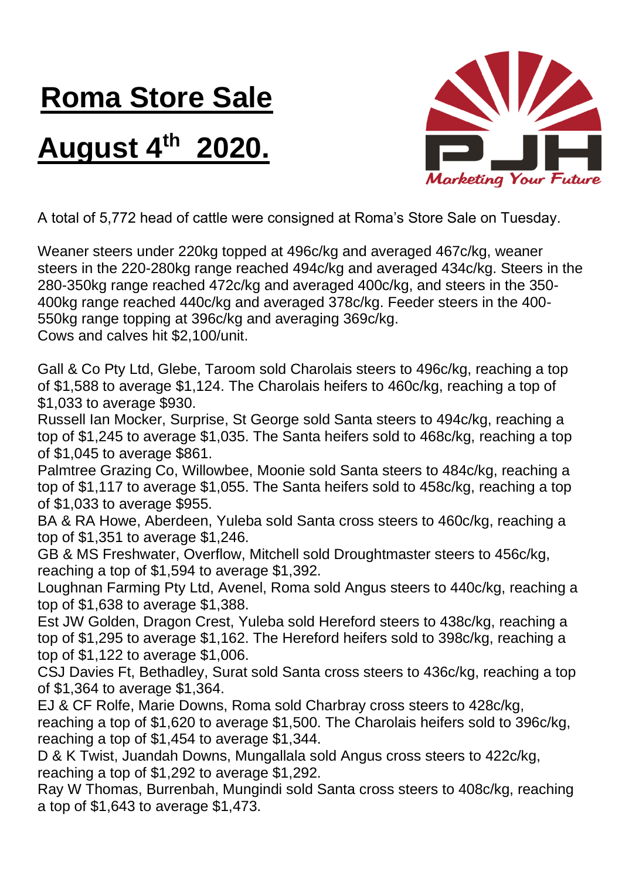# Roma Store Sale

# August 4th 2020.

A total of 5,772 head of cattle were consigned at Roma's Store Sale on Tuesday.

Weaner steers under 220kg topped at 496c/kg and averaged 467c/kg, weaner steers in the 220-280kg range reached 494c/kg and averaged 434c/kg. Steers in the 280-350kg range reached 472c/kg and averaged 400c/kg, and steers in the 350-400kg range reached 440c/kg and averaged 378c/kg. Feeder steers in the 400-550kg range topping at 396c/kg and averaging 369c/kg.
Cows and calves hit $2,100/unit.

Gall & Co Pty Ltd, Glebe, Taroom sold Charolais steers to 496c/kg, reaching a top of $1,588 to average $1,124. The Charolais heifers to 460c/kg, reaching a top of $1,033 to average $930.
Russell Ian Mocker, Surprise, St George sold Santa steers to 494c/kg, reaching a top of $1,245 to average $1,035. The Santa heifers sold to 468c/kg, reaching a top of $1,045 to average $861.
Palmtree Grazing Co, Willowbee, Moonie sold Santa steers to 484c/kg, reaching a top of $1,117 to average $1,055. The Santa heifers sold to 458c/kg, reaching a top of $1,033 to average $955.
BA & RA Howe, Aberdeen, Yuleba sold Santa cross steers to 460c/kg, reaching a top of $1,351 to average $1,246.
GB & MS Freshwater, Overflow, Mitchell sold Droughtmaster steers to 456c/kg, reaching a top of $1,594 to average $1,392.
Loughnan Farming Pty Ltd, Avenel, Roma sold Angus steers to 440c/kg, reaching a top of $1,638 to average $1,388.
Est JW Golden, Dragon Crest, Yuleba sold Hereford steers to 438c/kg, reaching a top of $1,295 to average $1,162. The Hereford heifers sold to 398c/kg, reaching a top of $1,122 to average $1,006.
CSJ Davies Ft, Bethadley, Surat sold Santa cross steers to 436c/kg, reaching a top of $1,364 to average $1,364.
EJ & CF Rolfe, Marie Downs, Roma sold Charbray cross steers to 428c/kg, reaching a top of $1,620 to average $1,500. The Charolais heifers sold to 396c/kg, reaching a top of $1,454 to average $1,344.
D & K Twist, Juandah Downs, Mungallala sold Angus cross steers to 422c/kg, reaching a top of $1,292 to average $1,292.
Ray W Thomas, Burrenbah, Mungindi sold Santa cross steers to 408c/kg, reaching a top of $1,643 to average $1,473.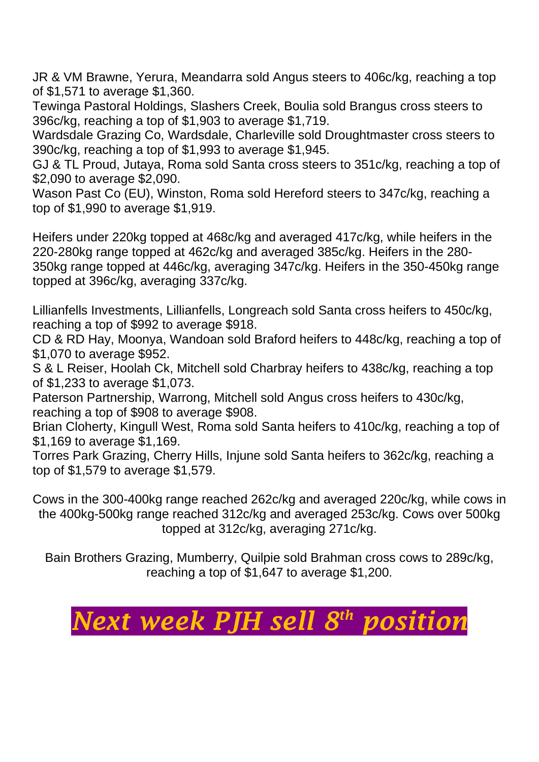JR & VM Brawne, Yerura, Meandarra sold Angus steers to 406c/kg, reaching a top of $1,571 to average $1,360.
Tewinga Pastoral Holdings, Slashers Creek, Boulia sold Brangus cross steers to 396c/kg, reaching a top of $1,903 to average $1,719.
Wardsdale Grazing Co, Wardsdale, Charleville sold Droughtmaster cross steers to 390c/kg, reaching a top of $1,993 to average $1,945.
GJ & TL Proud, Jutaya, Roma sold Santa cross steers to 351c/kg, reaching a top of $2,090 to average $2,090.
Wason Past Co (EU), Winston, Roma sold Hereford steers to 347c/kg, reaching a top of $1,990 to average $1,919.

Heifers under 220kg topped at 468c/kg and averaged 417c/kg, while heifers in the 220-280kg range topped at 462c/kg and averaged 385c/kg. Heifers in the 280-350kg range topped at 446c/kg, averaging 347c/kg. Heifers in the 350-450kg range topped at 396c/kg, averaging 337c/kg.

Lillianfells Investments, Lillianfells, Longreach sold Santa cross heifers to 450c/kg, reaching a top of $992 to average $918.
CD & RD Hay, Moonya, Wandoan sold Braford heifers to 448c/kg, reaching a top of $1,070 to average $952.
S & L Reiser, Hoolah Ck, Mitchell sold Charbray heifers to 438c/kg, reaching a top of $1,233 to average $1,073.
Paterson Partnership, Warrong, Mitchell sold Angus cross heifers to 430c/kg, reaching a top of $908 to average $908.
Brian Cloherty, Kingull West, Roma sold Santa heifers to 410c/kg, reaching a top of $1,169 to average $1,169.
Torres Park Grazing, Cherry Hills, Injune sold Santa heifers to 362c/kg, reaching a top of $1,579 to average $1,579.

Cows in the 300-400kg range reached 262c/kg and averaged 220c/kg, while cows in the 400kg-500kg range reached 312c/kg and averaged 253c/kg. Cows over 500kg topped at 312c/kg, averaging 271c/kg.

Bain Brothers Grazing, Mumberry, Quilpie sold Brahman cross cows to 289c/kg, reaching a top of $1,647 to average $1,200.

# *Next week PJH sell 8th position*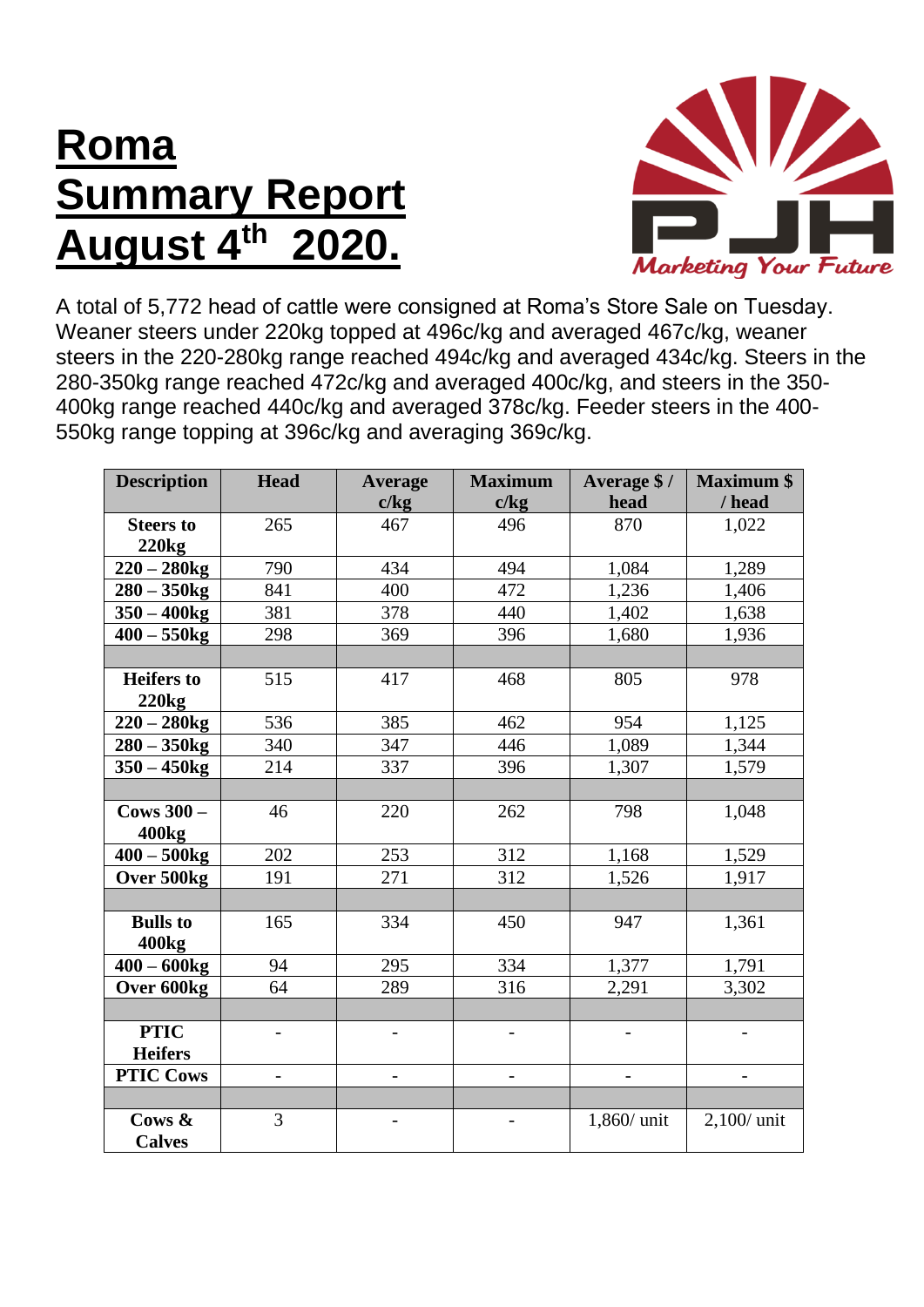# Roma Summary Report August 4th 2020.

Marketing Your Future

A total of 5,772 head of cattle were consigned at Roma's Store Sale on Tuesday. Weaner steers under 220kg topped at 496c/kg and averaged 467c/kg, weaner steers in the 220-280kg range reached 494c/kg and averaged 434c/kg. Steers in the 280-350kg range reached 472c/kg and averaged 400c/kg, and steers in the 350-400kg range reached 440c/kg and averaged 378c/kg. Feeder steers in the 400-550kg range topping at 396c/kg and averaging 369c/kg.

| Description | Head | Average c/kg | Maximum c/kg | Average $ / head | Maximum $ / head |
|---|---|---|---|---|---|
| **Steers to 220kg** | 265 | 467 | 496 | 870 | 1,022 |
| **220 – 280kg** | 790 | 434 | 494 | 1,084 | 1,289 |
| **280 – 350kg** | 841 | 400 | 472 | 1,236 | 1,406 |
| **350 – 400kg** | 381 | 378 | 440 | 1,402 | 1,638 |
| **400 – 550kg** | 298 | 369 | 396 | 1,680 | 1,936 |
| | | | | | |
| **Heifers to 220kg** | 515 | 417 | 468 | 805 | 978 |
| **220 – 280kg** | 536 | 385 | 462 | 954 | 1,125 |
| **280 – 350kg** | 340 | 347 | 446 | 1,089 | 1,344 |
| **350 – 450kg** | 214 | 337 | 396 | 1,307 | 1,579 |
| | | | | | |
| **Cows 300 – 400kg** | 46 | 220 | 262 | 798 | 1,048 |
| **400 – 500kg** | 202 | 253 | 312 | 1,168 | 1,529 |
| **Over 500kg** | 191 | 271 | 312 | 1,526 | 1,917 |
| | | | | | |
| **Bulls to 400kg** | 165 | 334 | 450 | 947 | 1,361 |
| **400 – 600kg** | 94 | 295 | 334 | 1,377 | 1,791 |
| **Over 600kg** | 64 | 289 | 316 | 2,291 | 3,302 |
| | | | | | |
| **PTIC Heifers** | - | - | - | - | - |
| **PTIC Cows** | - | - | - | - | - |
| | | | | | |
| **Cows & Calves** | 3 | - | - | 1,860/ unit | 2,100/ unit |